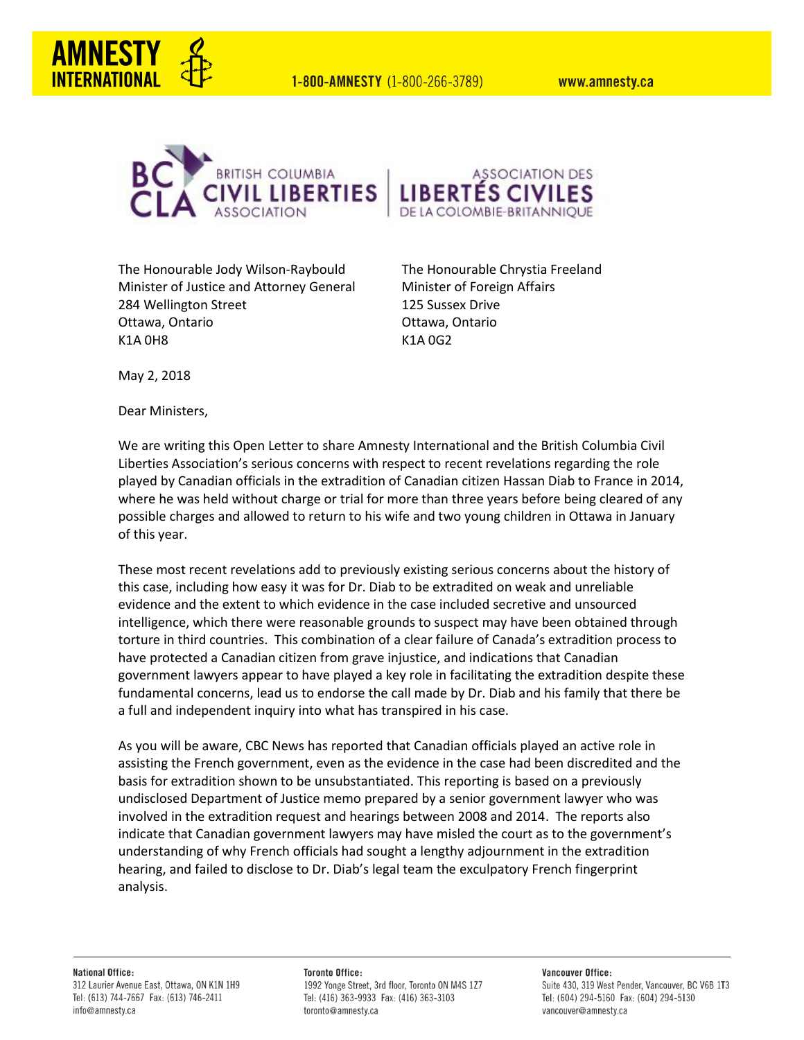The Honourable Jody Wilson-Raybould
Minister of Justice and Attorney General
284 Wellington Street
Ottawa, Ontario
K1A 0H8

The Honourable Chrystia Freeland
Minister of Foreign Affairs
125 Sussex Drive
Ottawa, Ontario
K1A 0G2

May 2, 2018

Dear Ministers,

We are writing this Open Letter to share Amnesty International and the British Columbia Civil Liberties Association's serious concerns with respect to recent revelations regarding the role played by Canadian officials in the extradition of Canadian citizen Hassan Diab to France in 2014, where he was held without charge or trial for more than three years before being cleared of any possible charges and allowed to return to his wife and two young children in Ottawa in January of this year.

These most recent revelations add to previously existing serious concerns about the history of this case, including how easy it was for Dr. Diab to be extradited on weak and unreliable evidence and the extent to which evidence in the case included secretive and unsourced intelligence, which there were reasonable grounds to suspect may have been obtained through torture in third countries. This combination of a clear failure of Canada's extradition process to have protected a Canadian citizen from grave injustice, and indications that Canadian government lawyers appear to have played a key role in facilitating the extradition despite these fundamental concerns, lead us to endorse the call made by Dr. Diab and his family that there be a full and independent inquiry into what has transpired in his case.

As you will be aware, CBC News has reported that Canadian officials played an active role in assisting the French government, even as the evidence in the case had been discredited and the basis for extradition shown to be unsubstantiated. This reporting is based on a previously undisclosed Department of Justice memo prepared by a senior government lawyer who was involved in the extradition request and hearings between 2008 and 2014. The reports also indicate that Canadian government lawyers may have misled the court as to the government's understanding of why French officials had sought a lengthy adjournment in the extradition hearing, and failed to disclose to Dr. Diab's legal team the exculpatory French fingerprint analysis.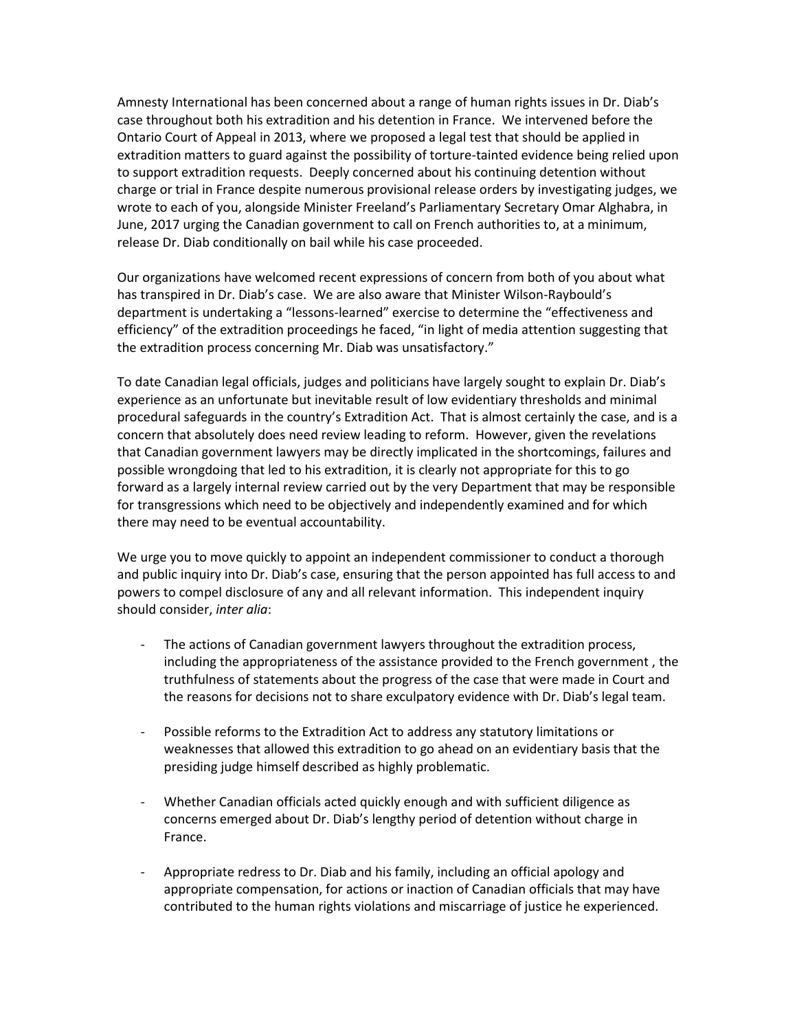Amnesty International has been concerned about a range of human rights issues in Dr. Diab's case throughout both his extradition and his detention in France. We intervened before the Ontario Court of Appeal in 2013, where we proposed a legal test that should be applied in extradition matters to guard against the possibility of torture-tainted evidence being relied upon to support extradition requests. Deeply concerned about his continuing detention without charge or trial in France despite numerous provisional release orders by investigating judges, we wrote to each of you, alongside Minister Freeland's Parliamentary Secretary Omar Alghabra, in June, 2017 urging the Canadian government to call on French authorities to, at a minimum, release Dr. Diab conditionally on bail while his case proceeded.

Our organizations have welcomed recent expressions of concern from both of you about what has transpired in Dr. Diab's case. We are also aware that Minister Wilson-Raybould's department is undertaking a "lessons-learned" exercise to determine the "effectiveness and efficiency" of the extradition proceedings he faced, "in light of media attention suggesting that the extradition process concerning Mr. Diab was unsatisfactory."

To date Canadian legal officials, judges and politicians have largely sought to explain Dr. Diab's experience as an unfortunate but inevitable result of low evidentiary thresholds and minimal procedural safeguards in the country's Extradition Act. That is almost certainly the case, and is a concern that absolutely does need review leading to reform. However, given the revelations that Canadian government lawyers may be directly implicated in the shortcomings, failures and possible wrongdoing that led to his extradition, it is clearly not appropriate for this to go forward as a largely internal review carried out by the very Department that may be responsible for transgressions which need to be objectively and independently examined and for which there may need to be eventual accountability.

We urge you to move quickly to appoint an independent commissioner to conduct a thorough and public inquiry into Dr. Diab's case, ensuring that the person appointed has full access to and powers to compel disclosure of any and all relevant information. This independent inquiry should consider, *inter alia*:

- The actions of Canadian government lawyers throughout the extradition process, including the appropriateness of the assistance provided to the French government , the truthfulness of statements about the progress of the case that were made in Court and the reasons for decisions not to share exculpatory evidence with Dr. Diab's legal team.

- Possible reforms to the Extradition Act to address any statutory limitations or weaknesses that allowed this extradition to go ahead on an evidentiary basis that the presiding judge himself described as highly problematic.

- Whether Canadian officials acted quickly enough and with sufficient diligence as concerns emerged about Dr. Diab's lengthy period of detention without charge in France.

- Appropriate redress to Dr. Diab and his family, including an official apology and appropriate compensation, for actions or inaction of Canadian officials that may have contributed to the human rights violations and miscarriage of justice he experienced.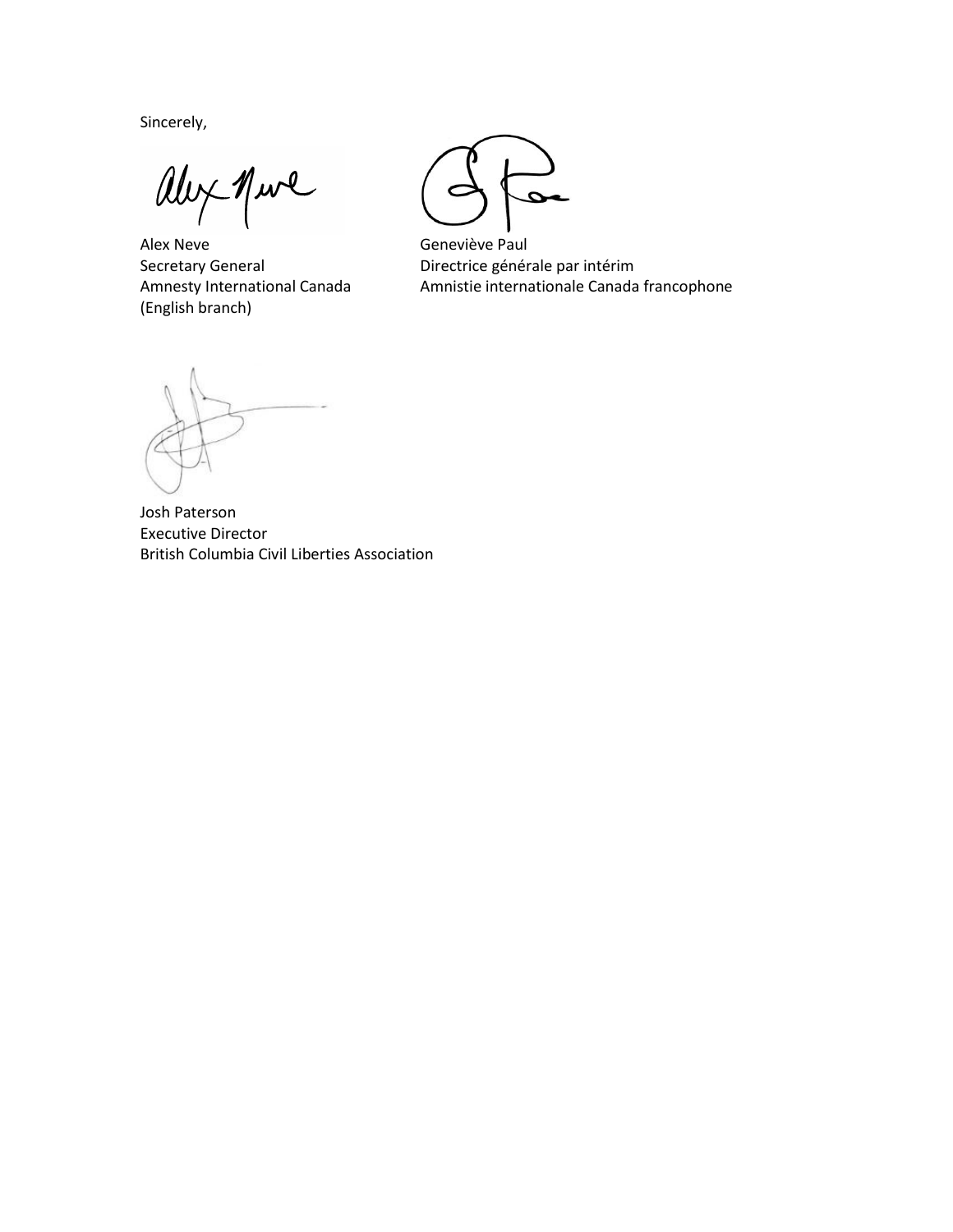Sincerely,

Alex Neve
Secretary General
Amnesty International Canada
(English branch)

Geneviève Paul
Directrice générale par intérim
Amnistie internationale Canada francophone

Josh Paterson
Executive Director
British Columbia Civil Liberties Association